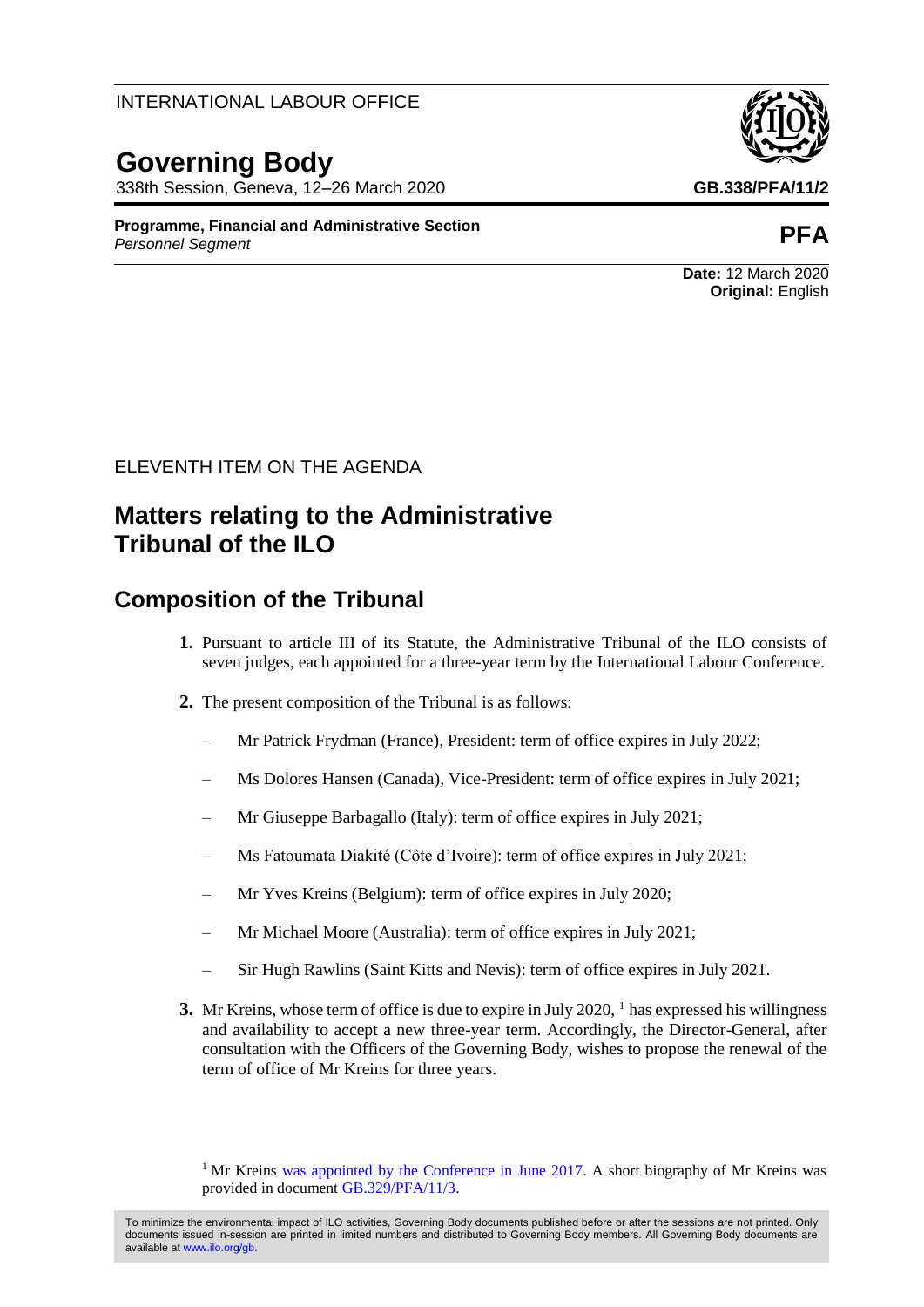INTERNATIONAL LABOUR OFFICE

# Governing Body

338th Session, Geneva, 12–26 March 2020

**GB.338/PFA/11/2**

**Programme, Financial and Administrative Section**
*Personnel Segment*

**PFA**

**Date:** 12 March 2020
**Original:** English

ELEVENTH ITEM ON THE AGENDA

# Matters relating to the Administrative Tribunal of the ILO

## Composition of the Tribunal

**1.** Pursuant to article III of its Statute, the Administrative Tribunal of the ILO consists of seven judges, each appointed for a three-year term by the International Labour Conference.

**2.** The present composition of the Tribunal is as follows:

- Mr Patrick Frydman (France), President: term of office expires in July 2022;
- Ms Dolores Hansen (Canada), Vice-President: term of office expires in July 2021;
- Mr Giuseppe Barbagallo (Italy): term of office expires in July 2021;
- Ms Fatoumata Diakité (Côte d'Ivoire): term of office expires in July 2021;
- Mr Yves Kreins (Belgium): term of office expires in July 2020;
- Mr Michael Moore (Australia): term of office expires in July 2021;
- Sir Hugh Rawlins (Saint Kitts and Nevis): term of office expires in July 2021.

**3.** Mr Kreins, whose term of office is due to expire in July 2020, [1] has expressed his willingness and availability to accept a new three-year term. Accordingly, the Director-General, after consultation with the Officers of the Governing Body, wishes to propose the renewal of the term of office of Mr Kreins for three years.

[1] Mr Kreins was appointed by the Conference in June 2017. A short biography of Mr Kreins was provided in document GB.329/PFA/11/3.

To minimize the environmental impact of ILO activities, Governing Body documents published before or after the sessions are not printed. Only documents issued in-session are printed in limited numbers and distributed to Governing Body members. All Governing Body documents are available at www.ilo.org/gb.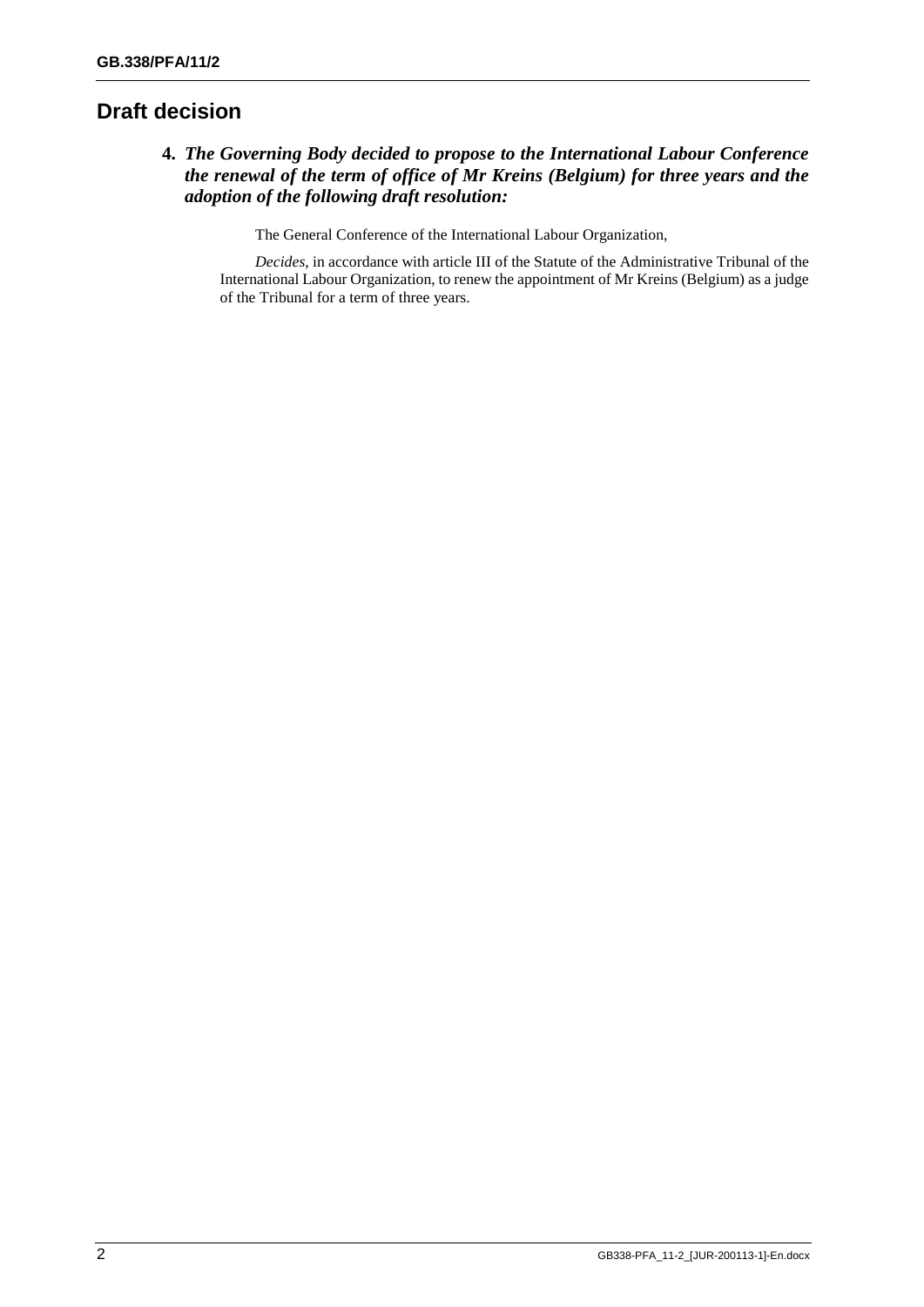## Draft decision

**4.** ***The Governing Body decided to propose to the International Labour Conference the renewal of the term of office of Mr Kreins (Belgium) for three years and the adoption of the following draft resolution:***

The General Conference of the International Labour Organization,

*Decides*, in accordance with article III of the Statute of the Administrative Tribunal of the International Labour Organization, to renew the appointment of Mr Kreins (Belgium) as a judge of the Tribunal for a term of three years.